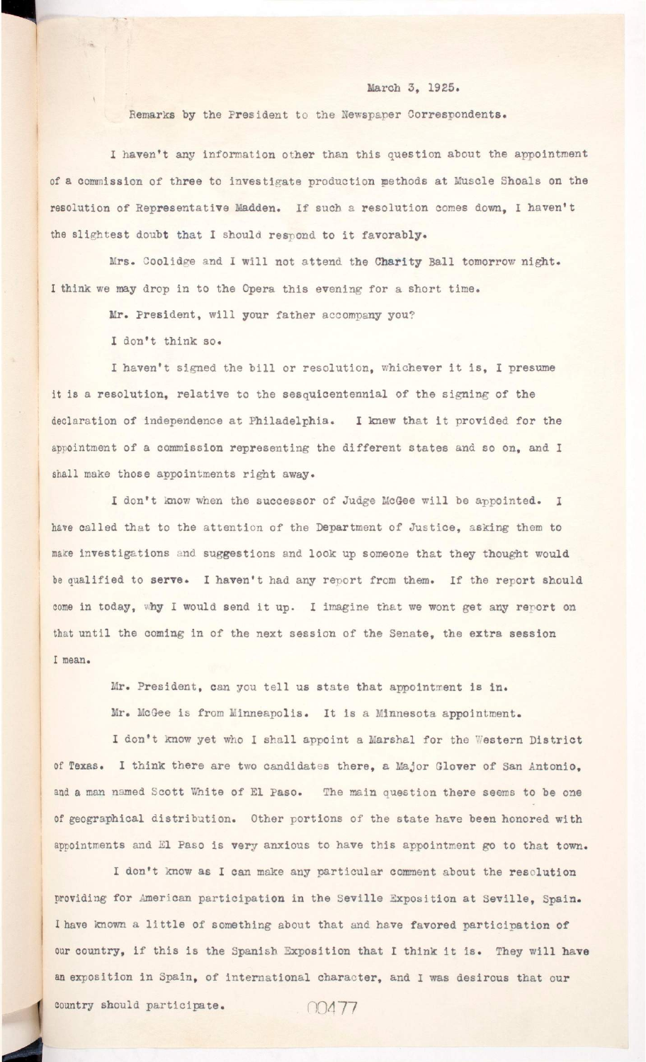March 3, 1925.

Remarks by the President to the Newspaper Correspondents.

I haven't any information other than this question about the appointment of a commission of three to investigate production methods at Muscle Shoals on the resolution of Representative Madden. If such a resolution comes down, I haven't the slightest doubt that I should respond to it favorably.

Mrs. Coolidge and I will not attend the Charity Ball tomorrow night. I think we may drop in to the Opera this evening for a short time.

Mr. President, will your father accompany you?

I don't think so.

I haven't signed the bill or resolution, whichever it is, I presume it is a resolution, relative to the sesquicentennial of the signing of the declaration of independence at Philadelphia. I knew that it provided for the appointment of a commission representing the different states and so on, and I shall make those appointments right away.

I don't know when the successor of Judge McGee will be appointed. I have called that to the attention of the Department of Justice, asking them to make investigations and suggestions and look up someone that they thought would be qualified to serve. I haven't had any report from them. If the report should come in today, why I would send it up. I imagine that we wont get any report on that until the coming in of the next session of the Senate, the extra session I mean.

Mr. President, can you tell us state that appointment is in.

Mr. McGee is from Minneapolis. It is a Minnesota appointment.

I don't know yet who I shall appoint a Marshal for the Western District of Texas. I think there are two candidates there, a Major Glover of San Antonio, and a man named Scott White of El Paso. The main question there seems to be one of geographical distribution. Other portions of the state have been honored with appointments and El Paso is very anxious to have this appointment go to that town.

I don't know as I can make any particular comment about the resolution providing for American participation in the Seville Exposition at Seville, Spain. I have known a little of something about that and have favored participation of our country, if this is the Spanish Exposition that I think it is. They will have an exposition in Spain, of international character, and I was desirous that our country should participate.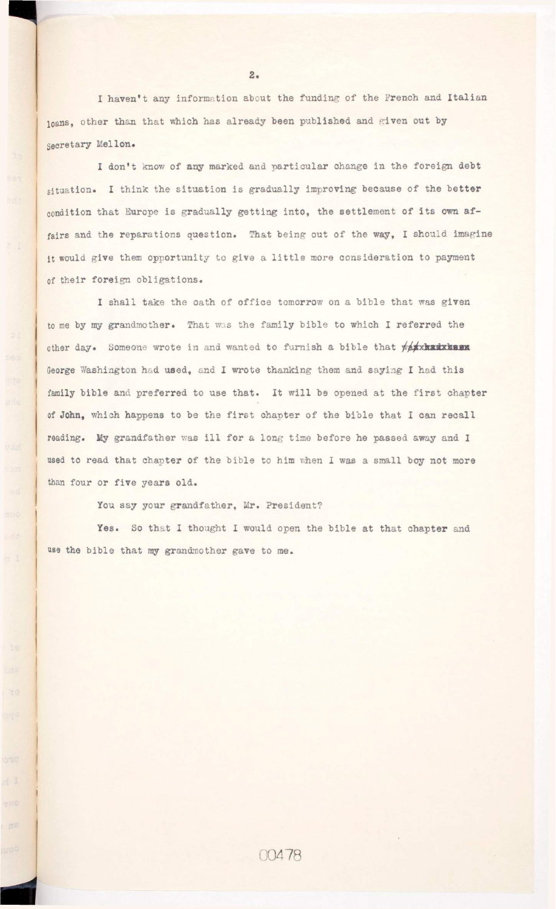I haven't any information about the funding of the French and Italian loans, other than that which has already been published and given out by Secretary Mellon.

I don't know of any marked and particular change in the foreign debt situation. I think the situation is gradually improving because of the better condition that Europe is gradually getting into, the settlement of its own affairs and the reparations question. That being out of the way, I should imagine it would give them opportunity to give a little more consideration to payment of their foreign obligations.

I shall take the oath of office tomorrow on a bible that was given to me by my grandmother. That was the family bible to which I referred the other day. Someone wrote in and wanted to furnish a bible that ~~was used~~ George Washington had used, and I wrote thanking them and saying I had this family bible and preferred to use that. It will be opened at the first chapter of John, which happens to be the first chapter of the bible that I can recall reading. My grandfather was ill for a long time before he passed away and I used to read that chapter of the bible to him when I was a small boy not more than four or five years old.

You say your grandfather, Mr. President?

Yes. So that I thought I would open the bible at that chapter and use the bible that my grandmother gave to me.